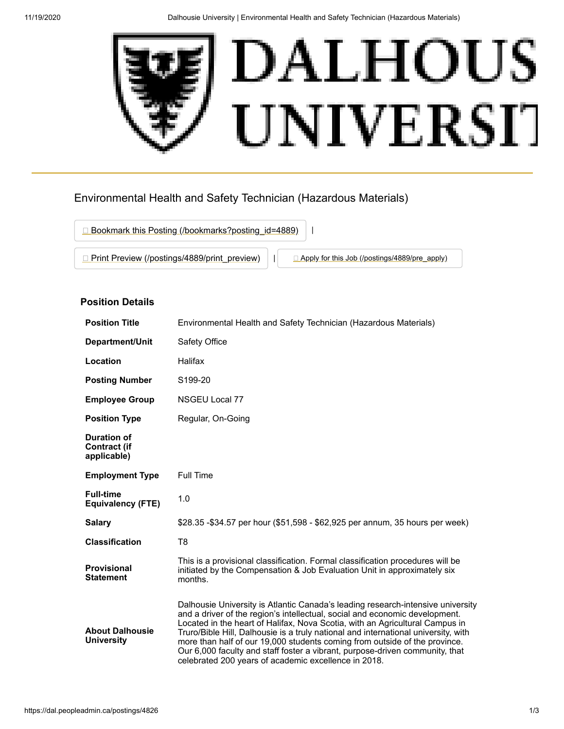# Environmental Health and Safety Technician (Hazardous Materials)

Bookmark this Posting (/bookmarks?posting_id=4889) |

Print Preview (/postings/4889/print_preview) | Apply for this Job (/postings/4889/pre_apply)

## Position Details

| | |
|---|---|
| **Position Title** | Environmental Health and Safety Technician (Hazardous Materials) |
| **Department/Unit** | Safety Office |
| **Location** | Halifax |
| **Posting Number** | S199-20 |
| **Employee Group** | NSGEU Local 77 |
| **Position Type** | Regular, On-Going |
| **Duration of Contract (if applicable)** | |
| **Employment Type** | Full Time |
| **Full-time Equivalency (FTE)** | 1.0 |
| **Salary** | $28.35 -$34.57 per hour ($51,598 - $62,925 per annum, 35 hours per week) |
| **Classification** | T8 |
| **Provisional Statement** | This is a provisional classification. Formal classification procedures will be initiated by the Compensation & Job Evaluation Unit in approximately six months. |
| **About Dalhousie University** | Dalhousie University is Atlantic Canada's leading research-intensive university and a driver of the region's intellectual, social and economic development. Located in the heart of Halifax, Nova Scotia, with an Agricultural Campus in Truro/Bible Hill, Dalhousie is a truly national and international university, with more than half of our 19,000 students coming from outside of the province. Our 6,000 faculty and staff foster a vibrant, purpose-driven community, that celebrated 200 years of academic excellence in 2018. |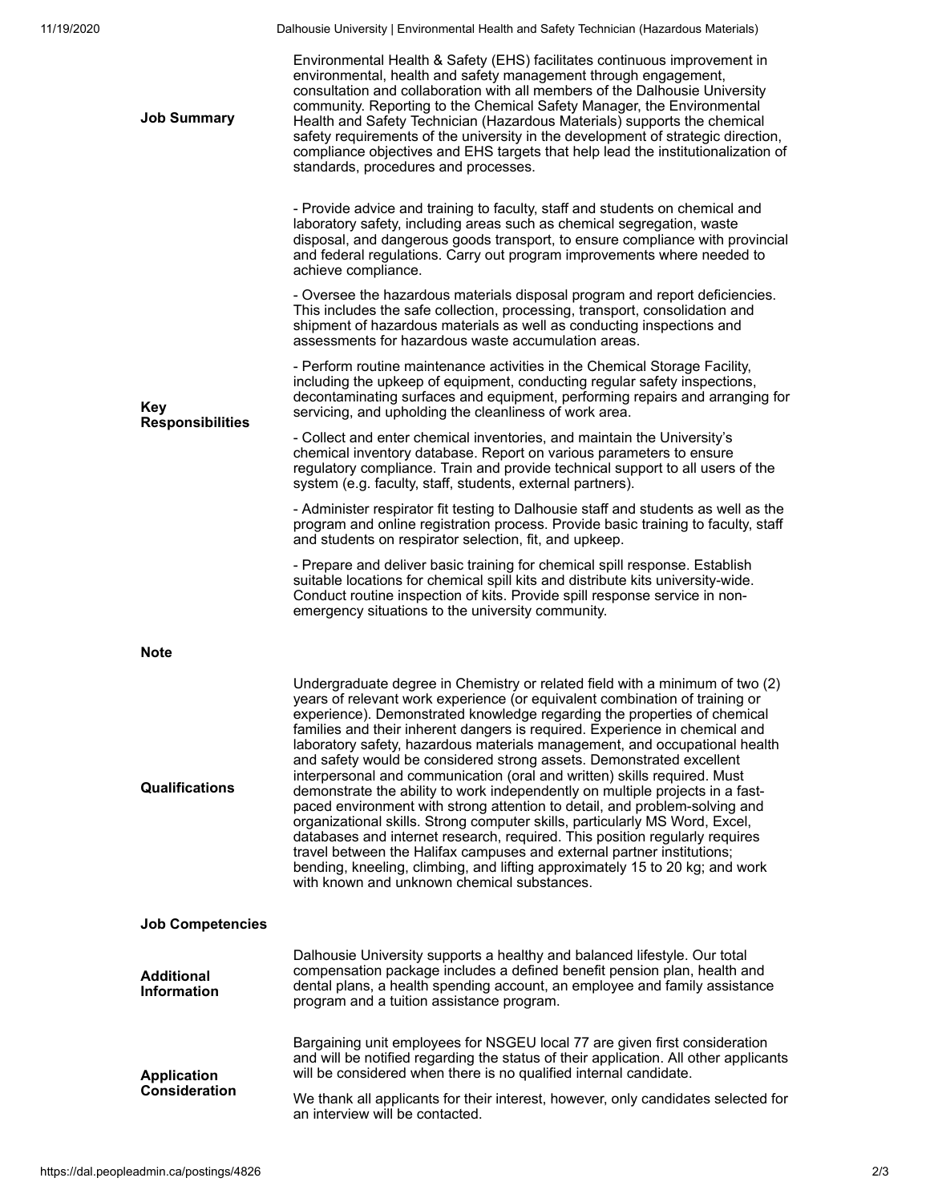**Job Summary**

Environmental Health & Safety (EHS) facilitates continuous improvement in environmental, health and safety management through engagement, consultation and collaboration with all members of the Dalhousie University community. Reporting to the Chemical Safety Manager, the Environmental Health and Safety Technician (Hazardous Materials) supports the chemical safety requirements of the university in the development of strategic direction, compliance objectives and EHS targets that help lead the institutionalization of standards, procedures and processes.

**Key Responsibilities**

- Provide advice and training to faculty, staff and students on chemical and laboratory safety, including areas such as chemical segregation, waste disposal, and dangerous goods transport, to ensure compliance with provincial and federal regulations. Carry out program improvements where needed to achieve compliance.

- Oversee the hazardous materials disposal program and report deficiencies. This includes the safe collection, processing, transport, consolidation and shipment of hazardous materials as well as conducting inspections and assessments for hazardous waste accumulation areas.

- Perform routine maintenance activities in the Chemical Storage Facility, including the upkeep of equipment, conducting regular safety inspections, decontaminating surfaces and equipment, performing repairs and arranging for servicing, and upholding the cleanliness of work area.

- Collect and enter chemical inventories, and maintain the University's chemical inventory database. Report on various parameters to ensure regulatory compliance. Train and provide technical support to all users of the system (e.g. faculty, staff, students, external partners).

- Administer respirator fit testing to Dalhousie staff and students as well as the program and online registration process. Provide basic training to faculty, staff and students on respirator selection, fit, and upkeep.

- Prepare and deliver basic training for chemical spill response. Establish suitable locations for chemical spill kits and distribute kits university-wide. Conduct routine inspection of kits. Provide spill response service in non-emergency situations to the university community.

**Note**

**Qualifications**

Undergraduate degree in Chemistry or related field with a minimum of two (2) years of relevant work experience (or equivalent combination of training or experience). Demonstrated knowledge regarding the properties of chemical families and their inherent dangers is required. Experience in chemical and laboratory safety, hazardous materials management, and occupational health and safety would be considered strong assets. Demonstrated excellent interpersonal and communication (oral and written) skills required. Must demonstrate the ability to work independently on multiple projects in a fast-paced environment with strong attention to detail, and problem-solving and organizational skills. Strong computer skills, particularly MS Word, Excel, databases and internet research, required. This position regularly requires travel between the Halifax campuses and external partner institutions; bending, kneeling, climbing, and lifting approximately 15 to 20 kg; and work with known and unknown chemical substances.

**Job Competencies**

**Additional Information**

Dalhousie University supports a healthy and balanced lifestyle. Our total compensation package includes a defined benefit pension plan, health and dental plans, a health spending account, an employee and family assistance program and a tuition assistance program.

**Application Consideration**

Bargaining unit employees for NSGEU local 77 are given first consideration and will be notified regarding the status of their application. All other applicants will be considered when there is no qualified internal candidate.

We thank all applicants for their interest, however, only candidates selected for an interview will be contacted.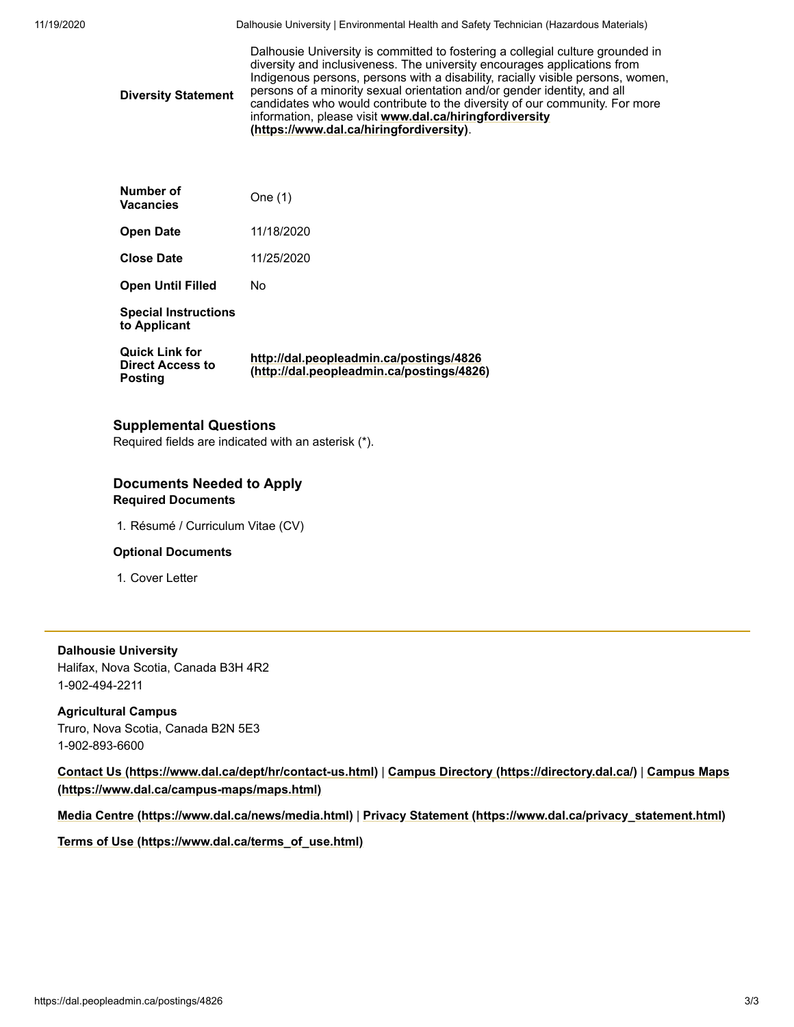| | |
|---|---|
| **Diversity Statement** | Dalhousie University is committed to fostering a collegial culture grounded in diversity and inclusiveness. The university encourages applications from Indigenous persons, persons with a disability, racially visible persons, women, persons of a minority sexual orientation and/or gender identity, and all candidates who would contribute to the diversity of our community. For more information, please visit **www.dal.ca/hiringfordiversity (https://www.dal.ca/hiringfordiversity)**. |

| | |
|---|---|
| **Number of Vacancies** | One (1) |
| **Open Date** | 11/18/2020 |
| **Close Date** | 11/25/2020 |
| **Open Until Filled** | No |
| **Special Instructions to Applicant** | |
| **Quick Link for Direct Access to Posting** | **http://dal.peopleadmin.ca/postings/4826 (http://dal.peopleadmin.ca/postings/4826)** |

### Supplemental Questions

Required fields are indicated with an asterisk (*).

### Documents Needed to Apply

**Required Documents**

1. Résumé / Curriculum Vitae (CV)

**Optional Documents**

1. Cover Letter

---

**Dalhousie University**
Halifax, Nova Scotia, Canada B3H 4R2
1-902-494-2211

**Agricultural Campus**
Truro, Nova Scotia, Canada B2N 5E3
1-902-893-6600

**Contact Us (https://www.dal.ca/dept/hr/contact-us.html)** | **Campus Directory (https://directory.dal.ca/)** | **Campus Maps (https://www.dal.ca/campus-maps/maps.html)**

**Media Centre (https://www.dal.ca/news/media.html)** | **Privacy Statement (https://www.dal.ca/privacy_statement.html)**

**Terms of Use (https://www.dal.ca/terms_of_use.html)**